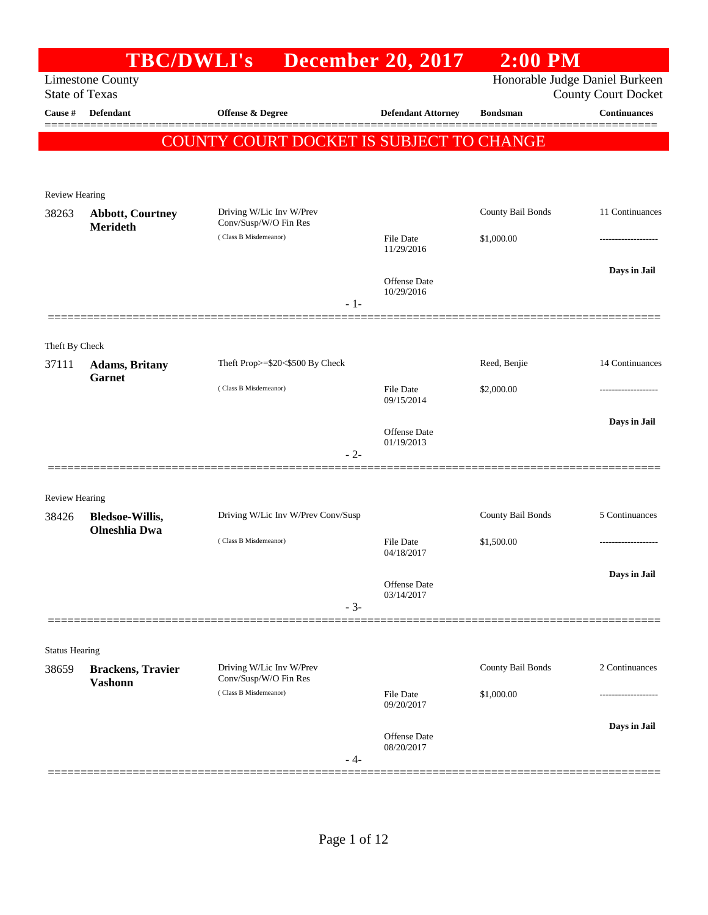# TBC/DWLI's December 20, 2017 2:00 PM

Limestone County
State of Texas

Honorable Judge Daniel Burkeen
County Court Docket

| Cause # | Defendant | Offense & Degree | Defendant Attorney | Bondsman | Continuances |
|---|---|---|---|---|---|

**COUNTY COURT DOCKET IS SUBJECT TO CHANGE**

Review Hearing

| Cause # | Defendant | Offense & Degree | Defendant Attorney | Bondsman | Continuances |
|---|---|---|---|---|---|
| 38263 | **Abbott, Courtney Merideth** | Driving W/Lic Inv W/Prev Conv/Susp/W/O Fin Res (Class B Misdemeanor) | File Date 11/29/2016<br>Offense Date 10/29/2016 | County Bail Bonds<br>$1,000.00 | 11 Continuances<br>-------------------<br>**Days in Jail** |

- 1-

Theft By Check

| Cause # | Defendant | Offense & Degree | Defendant Attorney | Bondsman | Continuances |
|---|---|---|---|---|---|
| 37111 | **Adams, Britany Garnet** | Theft Prop>=$20<$500 By Check (Class B Misdemeanor) | File Date 09/15/2014<br>Offense Date 01/19/2013 | Reed, Benjie<br>$2,000.00 | 14 Continuances<br>-------------------<br>**Days in Jail** |

- 2-

Review Hearing

| Cause # | Defendant | Offense & Degree | Defendant Attorney | Bondsman | Continuances |
|---|---|---|---|---|---|
| 38426 | **Bledsoe-Willis, Olneshlia Dwa** | Driving W/Lic Inv W/Prev Conv/Susp (Class B Misdemeanor) | File Date 04/18/2017<br>Offense Date 03/14/2017 | County Bail Bonds<br>$1,500.00 | 5 Continuances<br>-------------------<br>**Days in Jail** |

- 3-

Status Hearing

| Cause # | Defendant | Offense & Degree | Defendant Attorney | Bondsman | Continuances |
|---|---|---|---|---|---|
| 38659 | **Brackens, Travier Vashonn** | Driving W/Lic Inv W/Prev Conv/Susp/W/O Fin Res (Class B Misdemeanor) | File Date 09/20/2017<br>Offense Date 08/20/2017 | County Bail Bonds<br>$1,000.00 | 2 Continuances<br>-------------------<br>**Days in Jail** |

- 4-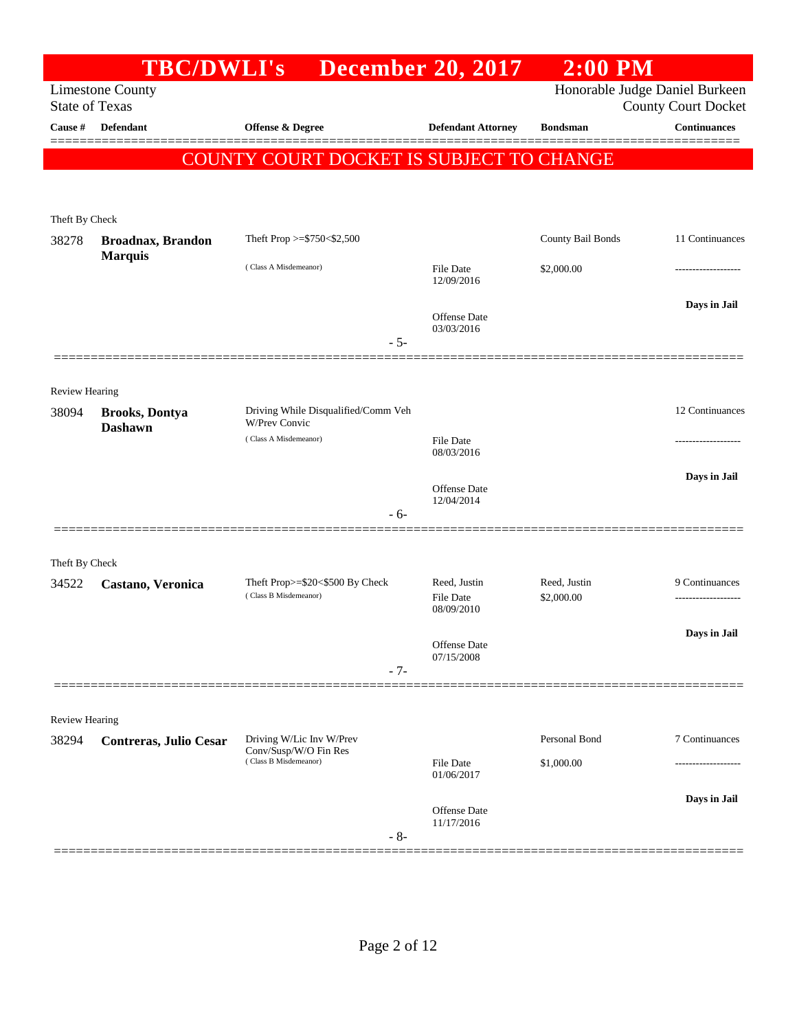# TBC/DWLI's December 20, 2017 2:00 PM

Limestone County
State of Texas

Honorable Judge Daniel Burkeen
County Court Docket

| Cause # | Defendant | Offense & Degree | Defendant Attorney | Bondsman | Continuances |
|---|---|---|---|---|---|

**COUNTY COURT DOCKET IS SUBJECT TO CHANGE**

Theft By Check

| Cause # | Defendant | Offense & Degree | Defendant Attorney | Bondsman | Continuances |
|---|---|---|---|---|---|
| 38278 | **Broadnax, Brandon Marquis** | Theft Prop >=$750<$2,500 (Class A Misdemeanor) | File Date 12/09/2016<br>Offense Date 03/03/2016 | County Bail Bonds<br>$2,000.00 | 11 Continuances<br>-------------------<br>**Days in Jail** |

- 5-

Review Hearing

| Cause # | Defendant | Offense & Degree | Defendant Attorney | Bondsman | Continuances |
|---|---|---|---|---|---|
| 38094 | **Brooks, Dontya Dashawn** | Driving While Disqualified/Comm Veh W/Prev Convic (Class A Misdemeanor) | File Date 08/03/2016<br>Offense Date 12/04/2014 | | 12 Continuances<br>-------------------<br>**Days in Jail** |

- 6-

Theft By Check

| Cause # | Defendant | Offense & Degree | Defendant Attorney | Bondsman | Continuances |
|---|---|---|---|---|---|
| 34522 | **Castano, Veronica** | Theft Prop>=$20<$500 By Check (Class B Misdemeanor) | Reed, Justin<br>File Date 08/09/2010<br>Offense Date 07/15/2008 | Reed, Justin<br>$2,000.00 | 9 Continuances<br>-------------------<br>**Days in Jail** |

- 7-

Review Hearing

| Cause # | Defendant | Offense & Degree | Defendant Attorney | Bondsman | Continuances |
|---|---|---|---|---|---|
| 38294 | **Contreras, Julio Cesar** | Driving W/Lic Inv W/Prev Conv/Susp/W/O Fin Res (Class B Misdemeanor) | File Date 01/06/2017<br>Offense Date 11/17/2016 | Personal Bond<br>$1,000.00 | 7 Continuances<br>-------------------<br>**Days in Jail** |

- 8-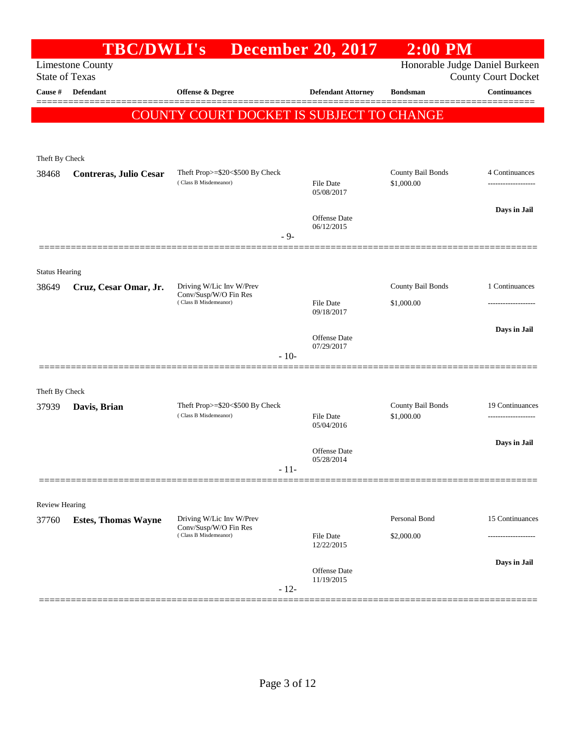# TBC/DWLI's December 20, 2017 2:00 PM

Limestone County
State of Texas

Honorable Judge Daniel Burkeen
County Court Docket

| Cause # | Defendant | Offense & Degree | Defendant Attorney | Bondsman | Continuances |
|---|---|---|---|---|---|

**COUNTY COURT DOCKET IS SUBJECT TO CHANGE**

---

Theft By Check

| Cause # | Defendant | Offense & Degree | Defendant Attorney | Bondsman | Continuances |
|---|---|---|---|---|---|
| 38468 | **Contreras, Julio Cesar** | Theft Prop>=$20<$500 By Check (Class B Misdemeanor) | File Date 05/08/2017<br>Offense Date 06/12/2015 | County Bail Bonds<br>$1,000.00 | 4 Continuances<br>-------------------<br>**Days in Jail** |

- 9-

---

Status Hearing

| Cause # | Defendant | Offense & Degree | Defendant Attorney | Bondsman | Continuances |
|---|---|---|---|---|---|
| 38649 | **Cruz, Cesar Omar, Jr.** | Driving W/Lic Inv W/Prev Conv/Susp/W/O Fin Res (Class B Misdemeanor) | File Date 09/18/2017<br>Offense Date 07/29/2017 | County Bail Bonds<br>$1,000.00 | 1 Continuances<br>-------------------<br>**Days in Jail** |

- 10-

---

Theft By Check

| Cause # | Defendant | Offense & Degree | Defendant Attorney | Bondsman | Continuances |
|---|---|---|---|---|---|
| 37939 | **Davis, Brian** | Theft Prop>=$20<$500 By Check (Class B Misdemeanor) | File Date 05/04/2016<br>Offense Date 05/28/2014 | County Bail Bonds<br>$1,000.00 | 19 Continuances<br>-------------------<br>**Days in Jail** |

- 11-

---

Review Hearing

| Cause # | Defendant | Offense & Degree | Defendant Attorney | Bondsman | Continuances |
|---|---|---|---|---|---|
| 37760 | **Estes, Thomas Wayne** | Driving W/Lic Inv W/Prev Conv/Susp/W/O Fin Res (Class B Misdemeanor) | File Date 12/22/2015<br>Offense Date 11/19/2015 | Personal Bond<br>$2,000.00 | 15 Continuances<br>-------------------<br>**Days in Jail** |

- 12-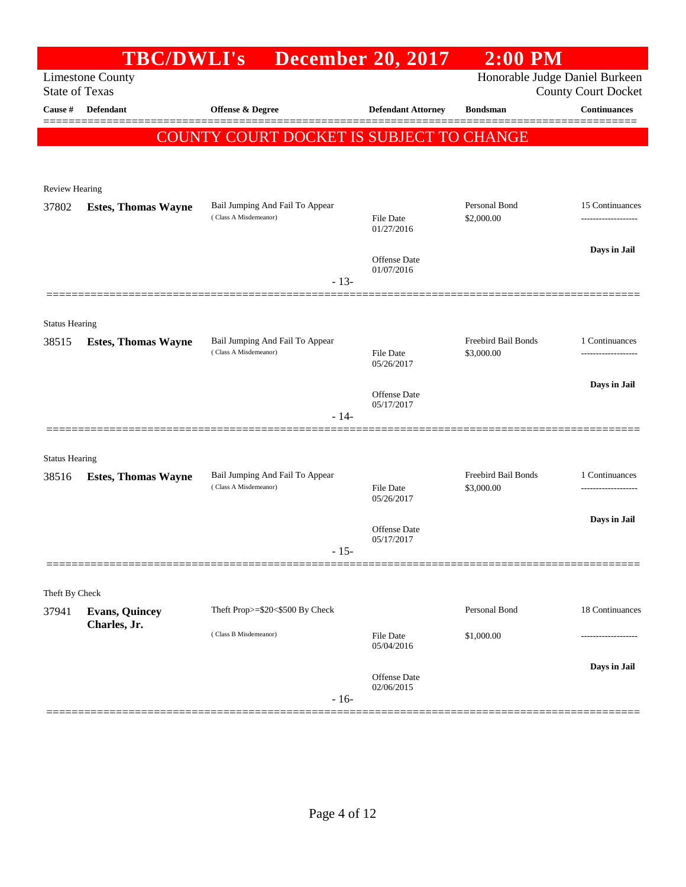# TBC/DWLI's December 20, 2017 2:00 PM

Limestone County
State of Texas

Honorable Judge Daniel Burkeen
County Court Docket

| Cause # | Defendant | Offense & Degree | Defendant Attorney | Bondsman | Continuances |
|---|---|---|---|---|---|

**COUNTY COURT DOCKET IS SUBJECT TO CHANGE**

Review Hearing

| Cause # | Defendant | Offense & Degree | Defendant Attorney | Bondsman | Continuances |
|---|---|---|---|---|---|
| 37802 | **Estes, Thomas Wayne** | Bail Jumping And Fail To Appear (Class A Misdemeanor) | File Date 01/27/2016; Offense Date 01/07/2016 | Personal Bond $2,000.00 | 15 Continuances; Days in Jail |

- 13-

Status Hearing

| Cause # | Defendant | Offense & Degree | Defendant Attorney | Bondsman | Continuances |
|---|---|---|---|---|---|
| 38515 | **Estes, Thomas Wayne** | Bail Jumping And Fail To Appear (Class A Misdemeanor) | File Date 05/26/2017; Offense Date 05/17/2017 | Freebird Bail Bonds $3,000.00 | 1 Continuances; Days in Jail |

- 14-

Status Hearing

| Cause # | Defendant | Offense & Degree | Defendant Attorney | Bondsman | Continuances |
|---|---|---|---|---|---|
| 38516 | **Estes, Thomas Wayne** | Bail Jumping And Fail To Appear (Class A Misdemeanor) | File Date 05/26/2017; Offense Date 05/17/2017 | Freebird Bail Bonds $3,000.00 | 1 Continuances; Days in Jail |

- 15-

Theft By Check

| Cause # | Defendant | Offense & Degree | Defendant Attorney | Bondsman | Continuances |
|---|---|---|---|---|---|
| 37941 | **Evans, Quincey Charles, Jr.** | Theft Prop>=$20<$500 By Check (Class B Misdemeanor) | File Date 05/04/2016; Offense Date 02/06/2015 | Personal Bond $1,000.00 | 18 Continuances; Days in Jail |

- 16-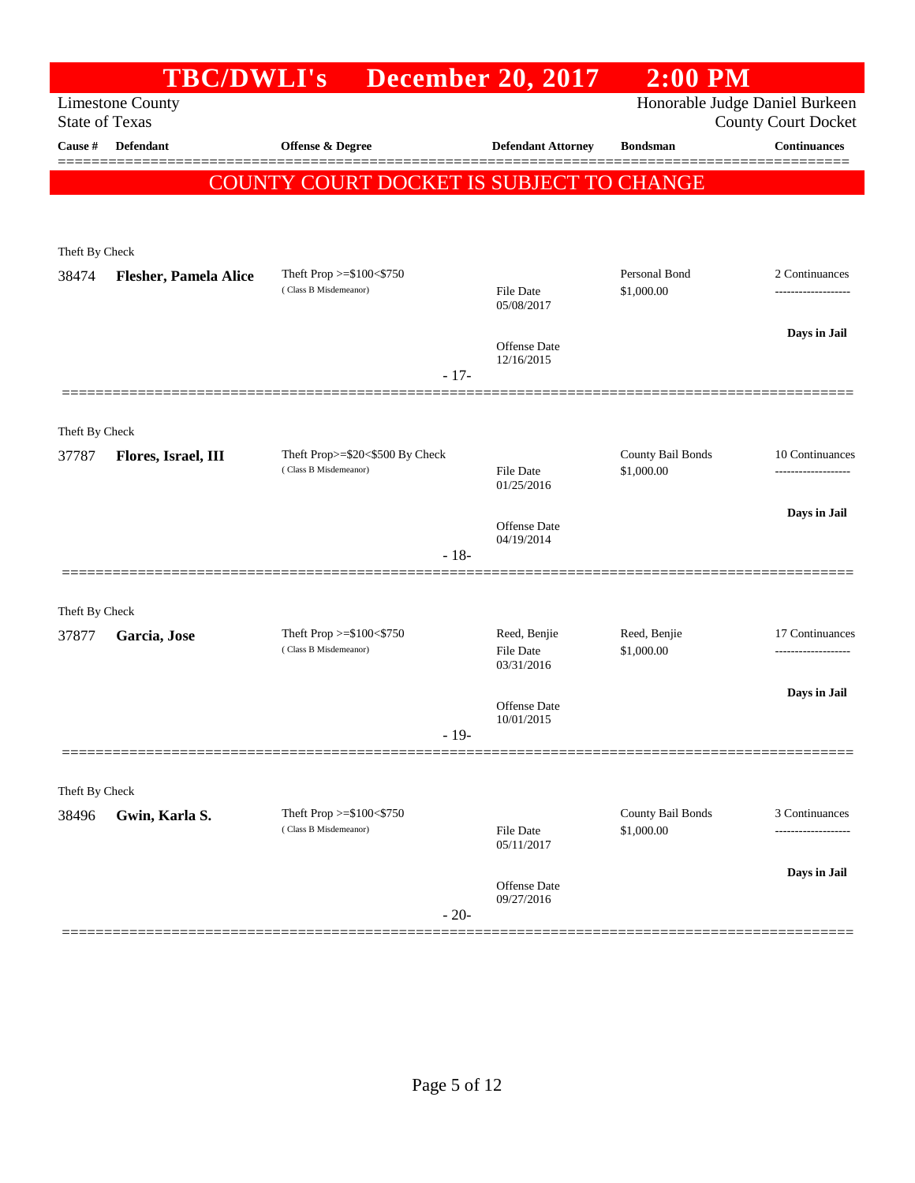# TBC/DWLI's December 20, 2017 2:00 PM

Limestone County
State of Texas

Honorable Judge Daniel Burkeen
County Court Docket

**COUNTY COURT DOCKET IS SUBJECT TO CHANGE**

| Cause # | Defendant | Offense & Degree | Defendant Attorney | Bondsman | Continuances |
|---|---|---|---|---|---|
| **Theft By Check** | | | | | |
| 38474 | **Flesher, Pamela Alice** | Theft Prop >=$100<$750 (Class B Misdemeanor) | File Date 05/08/2017 Offense Date 12/16/2015 | Personal Bond $1,000.00 | 2 Continuances **Days in Jail** |
| | | | - 17- | | |
| **Theft By Check** | | | | | |
| 37787 | **Flores, Israel, III** | Theft Prop>=$20<$500 By Check (Class B Misdemeanor) | File Date 01/25/2016 Offense Date 04/19/2014 | County Bail Bonds $1,000.00 | 10 Continuances **Days in Jail** |
| | | | - 18- | | |
| **Theft By Check** | | | | | |
| 37877 | **Garcia, Jose** | Theft Prop >=$100<$750 (Class B Misdemeanor) | Reed, Benjie File Date 03/31/2016 Offense Date 10/01/2015 | Reed, Benjie $1,000.00 | 17 Continuances **Days in Jail** |
| | | | - 19- | | |
| **Theft By Check** | | | | | |
| 38496 | **Gwin, Karla S.** | Theft Prop >=$100<$750 (Class B Misdemeanor) | File Date 05/11/2017 Offense Date 09/27/2016 | County Bail Bonds $1,000.00 | 3 Continuances **Days in Jail** |
| | | | - 20- | | |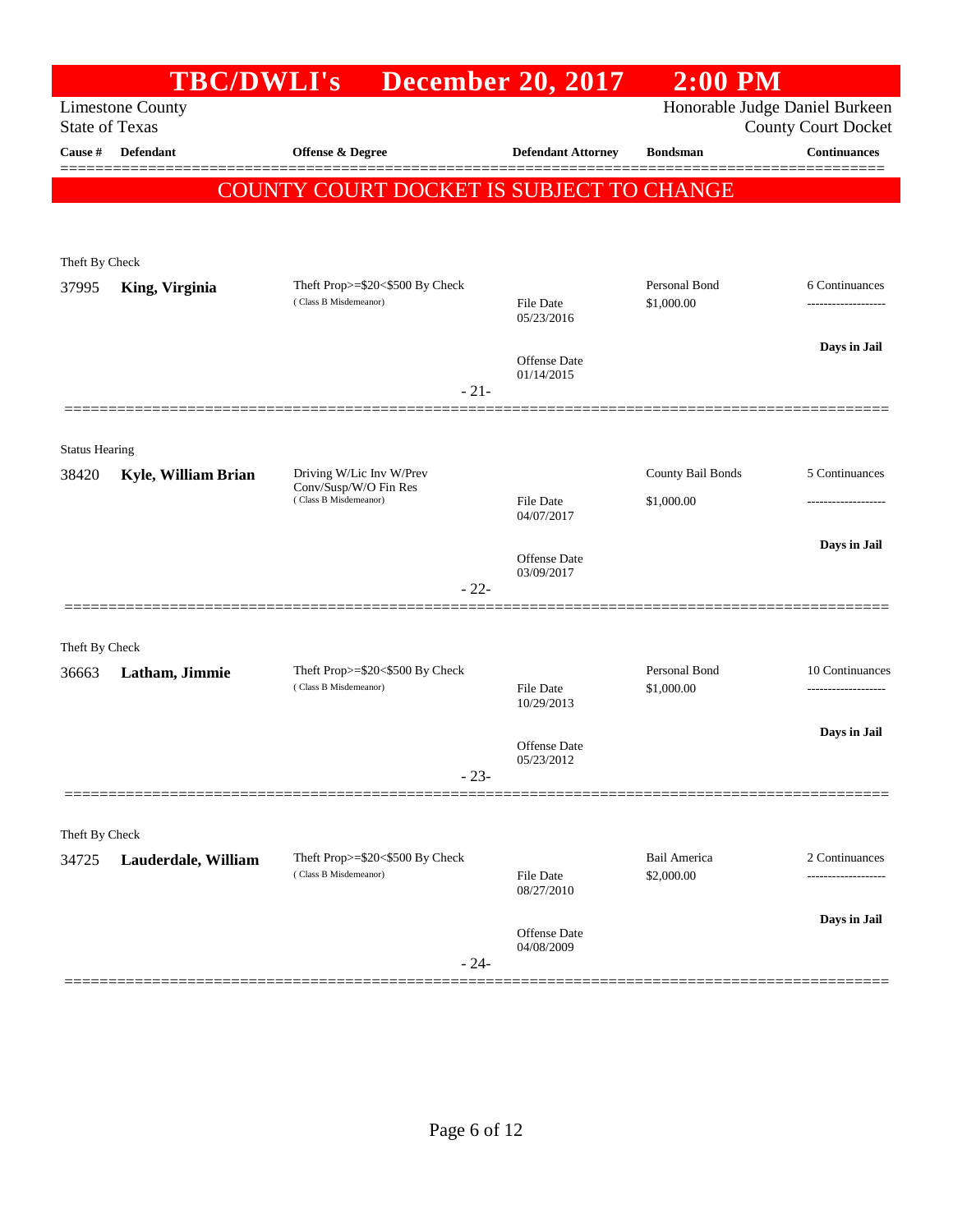# TBC/DWLI's December 20, 2017 2:00 PM

Limestone County
State of Texas

Honorable Judge Daniel Burkeen
County Court Docket

| Cause # | Defendant | Offense & Degree | Defendant Attorney | Bondsman | Continuances |
|---|---|---|---|---|---|

**COUNTY COURT DOCKET IS SUBJECT TO CHANGE**

---

Theft By Check

| Cause # | Defendant | Offense & Degree | Defendant Attorney | Bondsman | Continuances |
|---|---|---|---|---|---|
| 37995 | **King, Virginia** | Theft Prop>=$20<$500 By Check (Class B Misdemeanor) | File Date 05/23/2016<br>Offense Date 01/14/2015 | Personal Bond $1,000.00 | 6 Continuances<br>**Days in Jail** |

- 21-

---

Status Hearing

| Cause # | Defendant | Offense & Degree | Defendant Attorney | Bondsman | Continuances |
|---|---|---|---|---|---|
| 38420 | **Kyle, William Brian** | Driving W/Lic Inv W/Prev Conv/Susp/W/O Fin Res (Class B Misdemeanor) | File Date 04/07/2017<br>Offense Date 03/09/2017 | County Bail Bonds $1,000.00 | 5 Continuances<br>**Days in Jail** |

- 22-

---

Theft By Check

| Cause # | Defendant | Offense & Degree | Defendant Attorney | Bondsman | Continuances |
|---|---|---|---|---|---|
| 36663 | **Latham, Jimmie** | Theft Prop>=$20<$500 By Check (Class B Misdemeanor) | File Date 10/29/2013<br>Offense Date 05/23/2012 | Personal Bond $1,000.00 | 10 Continuances<br>**Days in Jail** |

- 23-

---

Theft By Check

| Cause # | Defendant | Offense & Degree | Defendant Attorney | Bondsman | Continuances |
|---|---|---|---|---|---|
| 34725 | **Lauderdale, William** | Theft Prop>=$20<$500 By Check (Class B Misdemeanor) | File Date 08/27/2010<br>Offense Date 04/08/2009 | Bail America $2,000.00 | 2 Continuances<br>**Days in Jail** |

- 24-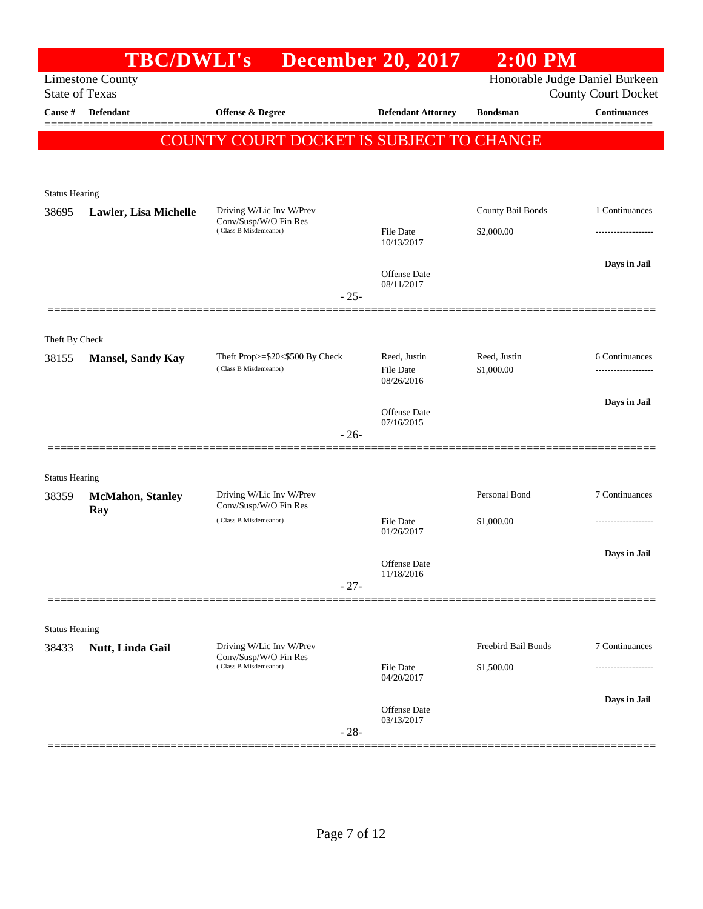# TBC/DWLI's December 20, 2017 2:00 PM

Limestone County
State of Texas

Honorable Judge Daniel Burkeen
County Court Docket

| Cause # | Defendant | Offense & Degree | Defendant Attorney | Bondsman | Continuances |
|---|---|---|---|---|---|

**COUNTY COURT DOCKET IS SUBJECT TO CHANGE**

Status Hearing

| Cause # | Defendant | Offense & Degree | Defendant Attorney | Bondsman | Continuances |
|---|---|---|---|---|---|
| 38695 | **Lawler, Lisa Michelle** | Driving W/Lic Inv W/Prev Conv/Susp/W/O Fin Res (Class B Misdemeanor) | File Date 10/13/2017 | County Bail Bonds $2,000.00 | 1 Continuances |
| | | | Offense Date 08/11/2017 | | Days in Jail |

-25-

Theft By Check

| Cause # | Defendant | Offense & Degree | Defendant Attorney | Bondsman | Continuances |
|---|---|---|---|---|---|
| 38155 | **Mansel, Sandy Kay** | Theft Prop>=$20<$500 By Check (Class B Misdemeanor) | Reed, Justin File Date 08/26/2016 | Reed, Justin $1,000.00 | 6 Continuances |
| | | | Offense Date 07/16/2015 | | Days in Jail |

-26-

Status Hearing

| Cause # | Defendant | Offense & Degree | Defendant Attorney | Bondsman | Continuances |
|---|---|---|---|---|---|
| 38359 | **McMahon, Stanley Ray** | Driving W/Lic Inv W/Prev Conv/Susp/W/O Fin Res (Class B Misdemeanor) | File Date 01/26/2017 | Personal Bond $1,000.00 | 7 Continuances |
| | | | Offense Date 11/18/2016 | | Days in Jail |

-27-

Status Hearing

| Cause # | Defendant | Offense & Degree | Defendant Attorney | Bondsman | Continuances |
|---|---|---|---|---|---|
| 38433 | **Nutt, Linda Gail** | Driving W/Lic Inv W/Prev Conv/Susp/W/O Fin Res (Class B Misdemeanor) | File Date 04/20/2017 | Freebird Bail Bonds $1,500.00 | 7 Continuances |
| | | | Offense Date 03/13/2017 | | Days in Jail |

-28-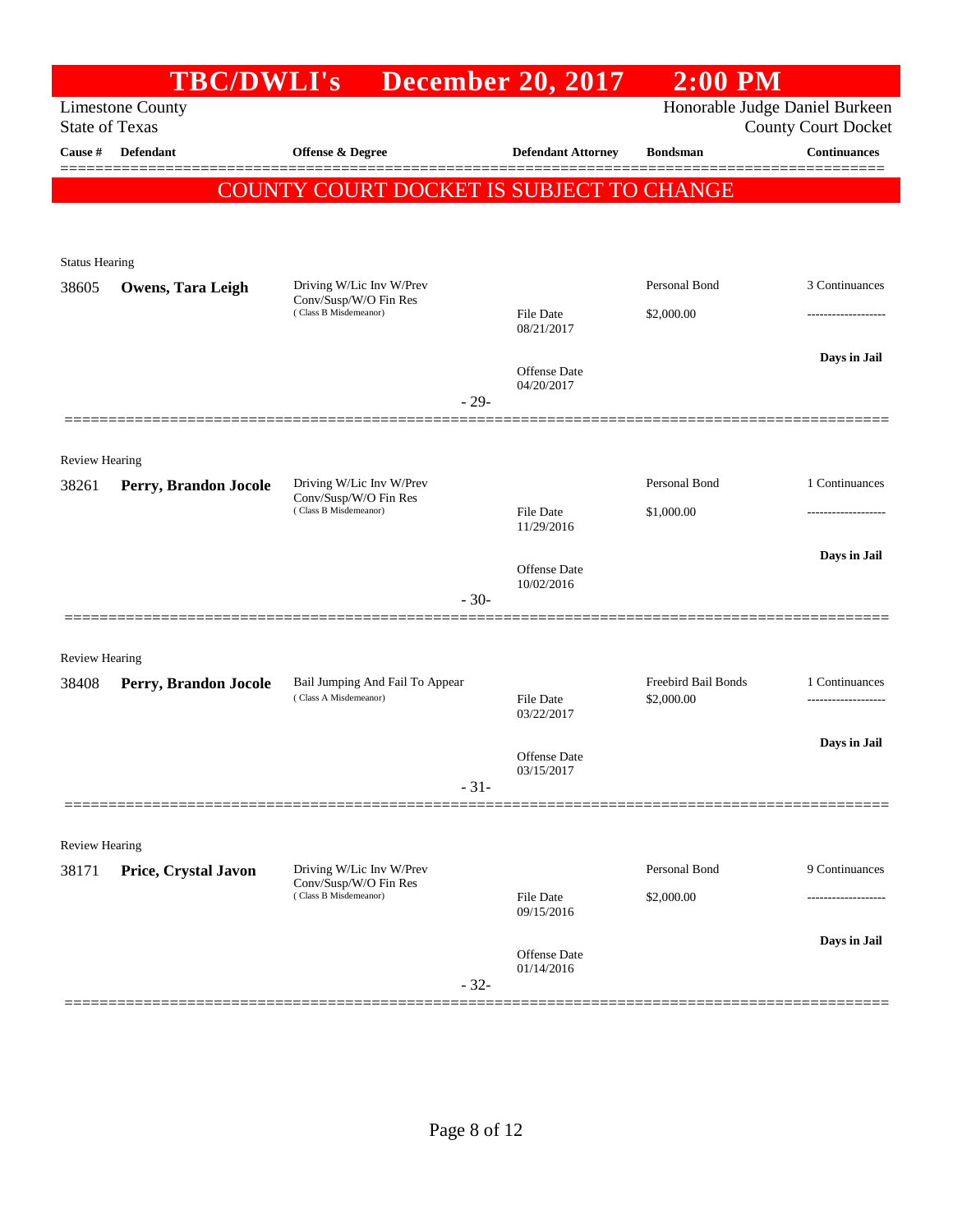# TBC/DWLI's December 20, 2017 2:00 PM

Limestone County
State of Texas

Honorable Judge Daniel Burkeen
County Court Docket

| Cause # | Defendant | Offense & Degree | Defendant Attorney | Bondsman | Continuances |
|---|---|---|---|---|---|

**COUNTY COURT DOCKET IS SUBJECT TO CHANGE**

Status Hearing

| Cause # | Defendant | Offense & Degree | Defendant Attorney | Bondsman | Continuances |
|---|---|---|---|---|---|
| 38605 | **Owens, Tara Leigh** | Driving W/Lic Inv W/Prev Conv/Susp/W/O Fin Res (Class B Misdemeanor) | File Date 08/21/2017 | Personal Bond $2,000.00 | 3 Continuances |
| | | | Offense Date 04/20/2017 | | **Days in Jail** |

- 29-

Review Hearing

| Cause # | Defendant | Offense & Degree | Defendant Attorney | Bondsman | Continuances |
|---|---|---|---|---|---|
| 38261 | **Perry, Brandon Jocole** | Driving W/Lic Inv W/Prev Conv/Susp/W/O Fin Res (Class B Misdemeanor) | File Date 11/29/2016 | Personal Bond $1,000.00 | 1 Continuances |
| | | | Offense Date 10/02/2016 | | **Days in Jail** |

- 30-

Review Hearing

| Cause # | Defendant | Offense & Degree | Defendant Attorney | Bondsman | Continuances |
|---|---|---|---|---|---|
| 38408 | **Perry, Brandon Jocole** | Bail Jumping And Fail To Appear (Class A Misdemeanor) | File Date 03/22/2017 | Freebird Bail Bonds $2,000.00 | 1 Continuances |
| | | | Offense Date 03/15/2017 | | **Days in Jail** |

- 31-

Review Hearing

| Cause # | Defendant | Offense & Degree | Defendant Attorney | Bondsman | Continuances |
|---|---|---|---|---|---|
| 38171 | **Price, Crystal Javon** | Driving W/Lic Inv W/Prev Conv/Susp/W/O Fin Res (Class B Misdemeanor) | File Date 09/15/2016 | Personal Bond $2,000.00 | 9 Continuances |
| | | | Offense Date 01/14/2016 | | **Days in Jail** |

- 32-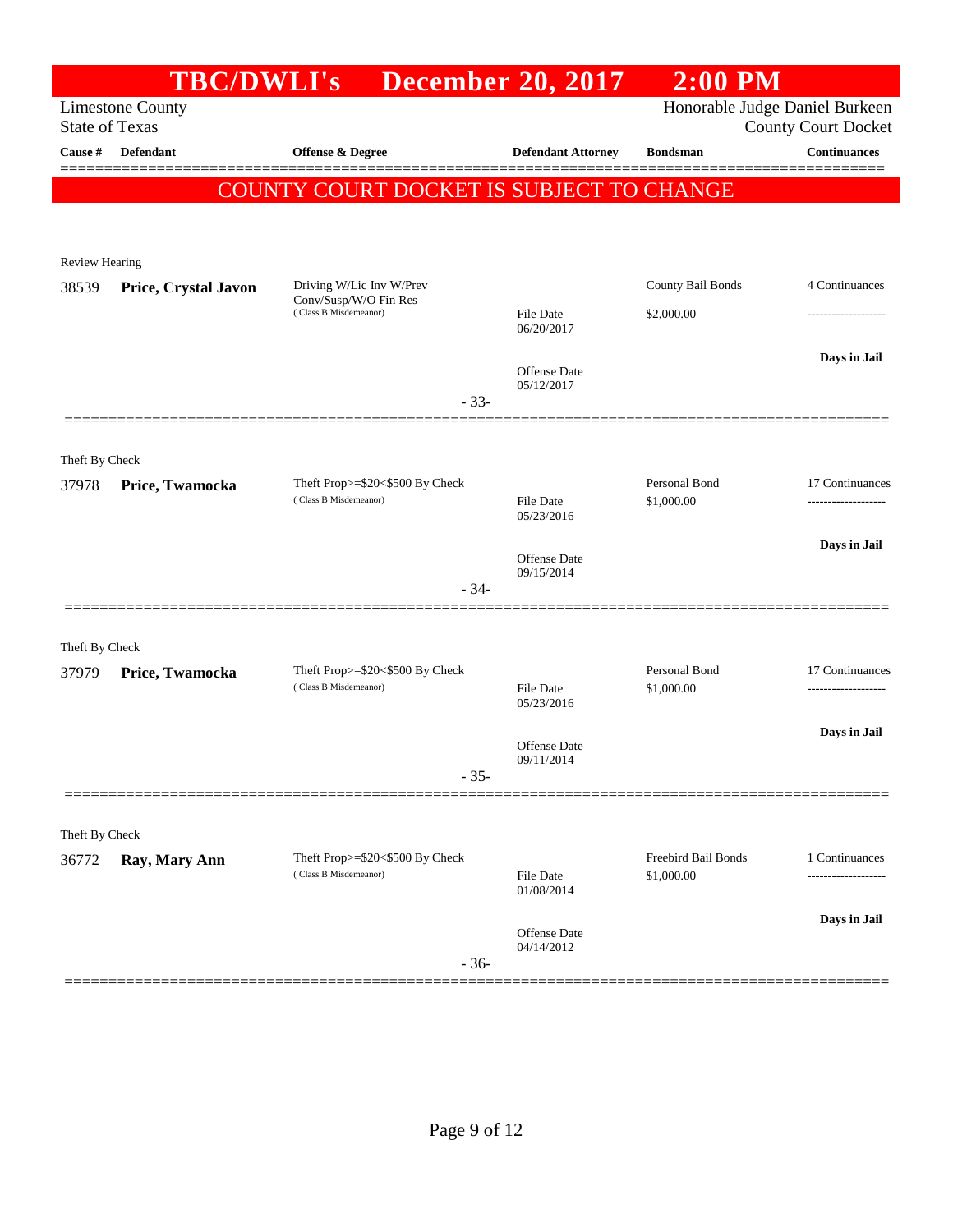# TBC/DWLI's December 20, 2017 2:00 PM

Limestone County
State of Texas

Honorable Judge Daniel Burkeen
County Court Docket

| Cause # | Defendant | Offense & Degree | Defendant Attorney | Bondsman | Continuances |
|---|---|---|---|---|---|

**COUNTY COURT DOCKET IS SUBJECT TO CHANGE**

Review Hearing

| Cause # | Defendant | Offense & Degree | Defendant Attorney | Bondsman | Continuances |
|---|---|---|---|---|---|
| 38539 | **Price, Crystal Javon** | Driving W/Lic Inv W/Prev Conv/Susp/W/O Fin Res (Class B Misdemeanor) | File Date 06/20/2017 | County Bail Bonds $2,000.00 | 4 Continuances |
| | | | Offense Date 05/12/2017 | | **Days in Jail** |

- 33-

Theft By Check

| Cause # | Defendant | Offense & Degree | Defendant Attorney | Bondsman | Continuances |
|---|---|---|---|---|---|
| 37978 | **Price, Twamocka** | Theft Prop>=$20<$500 By Check (Class B Misdemeanor) | File Date 05/23/2016 | Personal Bond $1,000.00 | 17 Continuances |
| | | | Offense Date 09/15/2014 | | **Days in Jail** |

- 34-

Theft By Check

| Cause # | Defendant | Offense & Degree | Defendant Attorney | Bondsman | Continuances |
|---|---|---|---|---|---|
| 37979 | **Price, Twamocka** | Theft Prop>=$20<$500 By Check (Class B Misdemeanor) | File Date 05/23/2016 | Personal Bond $1,000.00 | 17 Continuances |
| | | | Offense Date 09/11/2014 | | **Days in Jail** |

- 35-

Theft By Check

| Cause # | Defendant | Offense & Degree | Defendant Attorney | Bondsman | Continuances |
|---|---|---|---|---|---|
| 36772 | **Ray, Mary Ann** | Theft Prop>=$20<$500 By Check (Class B Misdemeanor) | File Date 01/08/2014 | Freebird Bail Bonds $1,000.00 | 1 Continuances |
| | | | Offense Date 04/14/2012 | | **Days in Jail** |

- 36-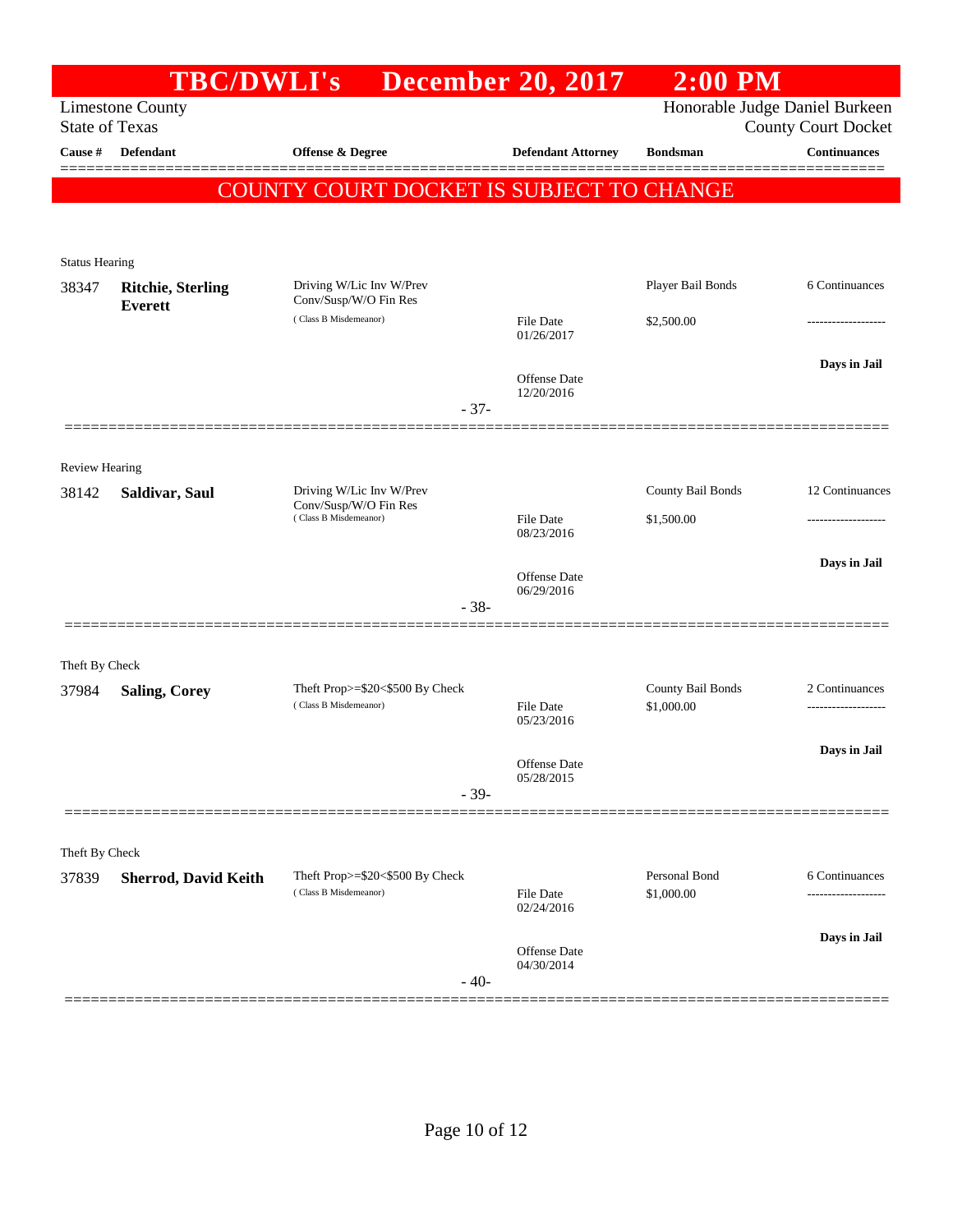# TBC/DWLI's December 20, 2017 2:00 PM

Limestone County
State of Texas

Honorable Judge Daniel Burkeen
County Court Docket

**COUNTY COURT DOCKET IS SUBJECT TO CHANGE**

| Cause # | Defendant | Offense & Degree | Defendant Attorney | Bondsman | Continuances |
|---|---|---|---|---|---|
| Status Hearing | | | | | |
| 38347 | **Ritchie, Sterling Everett** | Driving W/Lic Inv W/Prev Conv/Susp/W/O Fin Res (Class B Misdemeanor) | File Date 01/26/2017<br>Offense Date 12/20/2016 | Player Bail Bonds<br>$2,500.00 | 6 Continuances<br>-------------------<br>**Days in Jail** |
| | | | - 37- | | |
| Review Hearing | | | | | |
| 38142 | **Saldivar, Saul** | Driving W/Lic Inv W/Prev Conv/Susp/W/O Fin Res (Class B Misdemeanor) | File Date 08/23/2016<br>Offense Date 06/29/2016 | County Bail Bonds<br>$1,500.00 | 12 Continuances<br>-------------------<br>**Days in Jail** |
| | | | - 38- | | |
| Theft By Check | | | | | |
| 37984 | **Saling, Corey** | Theft Prop>=$20<$500 By Check (Class B Misdemeanor) | File Date 05/23/2016<br>Offense Date 05/28/2015 | County Bail Bonds<br>$1,000.00 | 2 Continuances<br>-------------------<br>**Days in Jail** |
| | | | - 39- | | |
| Theft By Check | | | | | |
| 37839 | **Sherrod, David Keith** | Theft Prop>=$20<$500 By Check (Class B Misdemeanor) | File Date 02/24/2016<br>Offense Date 04/30/2014 | Personal Bond<br>$1,000.00 | 6 Continuances<br>-------------------<br>**Days in Jail** |
| | | | - 40- | | |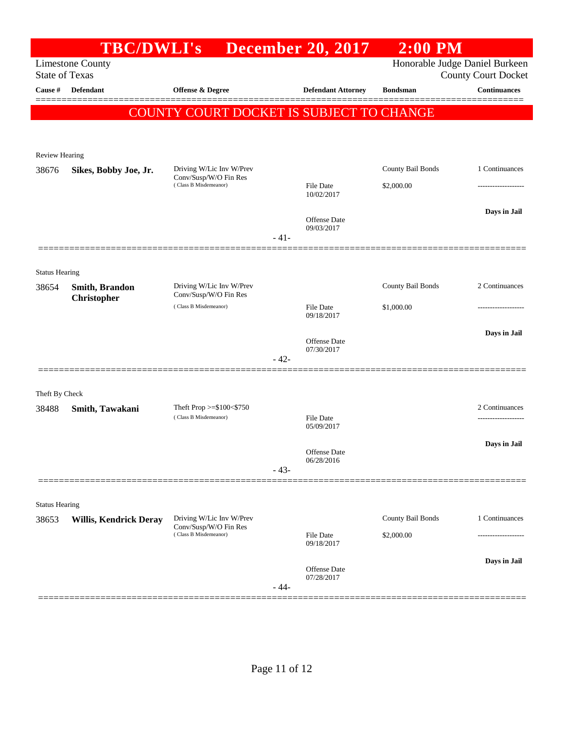# TBC/DWLI's December 20, 2017 2:00 PM

Limestone County
State of Texas

Honorable Judge Daniel Burkeen
County Court Docket

| Cause # | Defendant | Offense & Degree | Defendant Attorney | Bondsman | Continuances |
|---|---|---|---|---|---|

**COUNTY COURT DOCKET IS SUBJECT TO CHANGE**

---

Review Hearing

| Cause # | Defendant | Offense & Degree | Defendant Attorney | Bondsman | Continuances |
|---|---|---|---|---|---|
| 38676 | **Sikes, Bobby Joe, Jr.** | Driving W/Lic Inv W/Prev Conv/Susp/W/O Fin Res (Class B Misdemeanor) | File Date 10/02/2017 | County Bail Bonds $2,000.00 | 1 Continuances |
| | | | Offense Date 09/03/2017 | | Days in Jail |

- 41-

---

Status Hearing

| Cause # | Defendant | Offense & Degree | Defendant Attorney | Bondsman | Continuances |
|---|---|---|---|---|---|
| 38654 | **Smith, Brandon Christopher** | Driving W/Lic Inv W/Prev Conv/Susp/W/O Fin Res (Class B Misdemeanor) | File Date 09/18/2017 | County Bail Bonds $1,000.00 | 2 Continuances |
| | | | Offense Date 07/30/2017 | | Days in Jail |

- 42-

---

Theft By Check

| Cause # | Defendant | Offense & Degree | Defendant Attorney | Bondsman | Continuances |
|---|---|---|---|---|---|
| 38488 | **Smith, Tawakani** | Theft Prop >=$100<$750 (Class B Misdemeanor) | File Date 05/09/2017 | | 2 Continuances |
| | | | Offense Date 06/28/2016 | | Days in Jail |

- 43-

---

Status Hearing

| Cause # | Defendant | Offense & Degree | Defendant Attorney | Bondsman | Continuances |
|---|---|---|---|---|---|
| 38653 | **Willis, Kendrick Deray** | Driving W/Lic Inv W/Prev Conv/Susp/W/O Fin Res (Class B Misdemeanor) | File Date 09/18/2017 | County Bail Bonds $2,000.00 | 1 Continuances |
| | | | Offense Date 07/28/2017 | | Days in Jail |

- 44-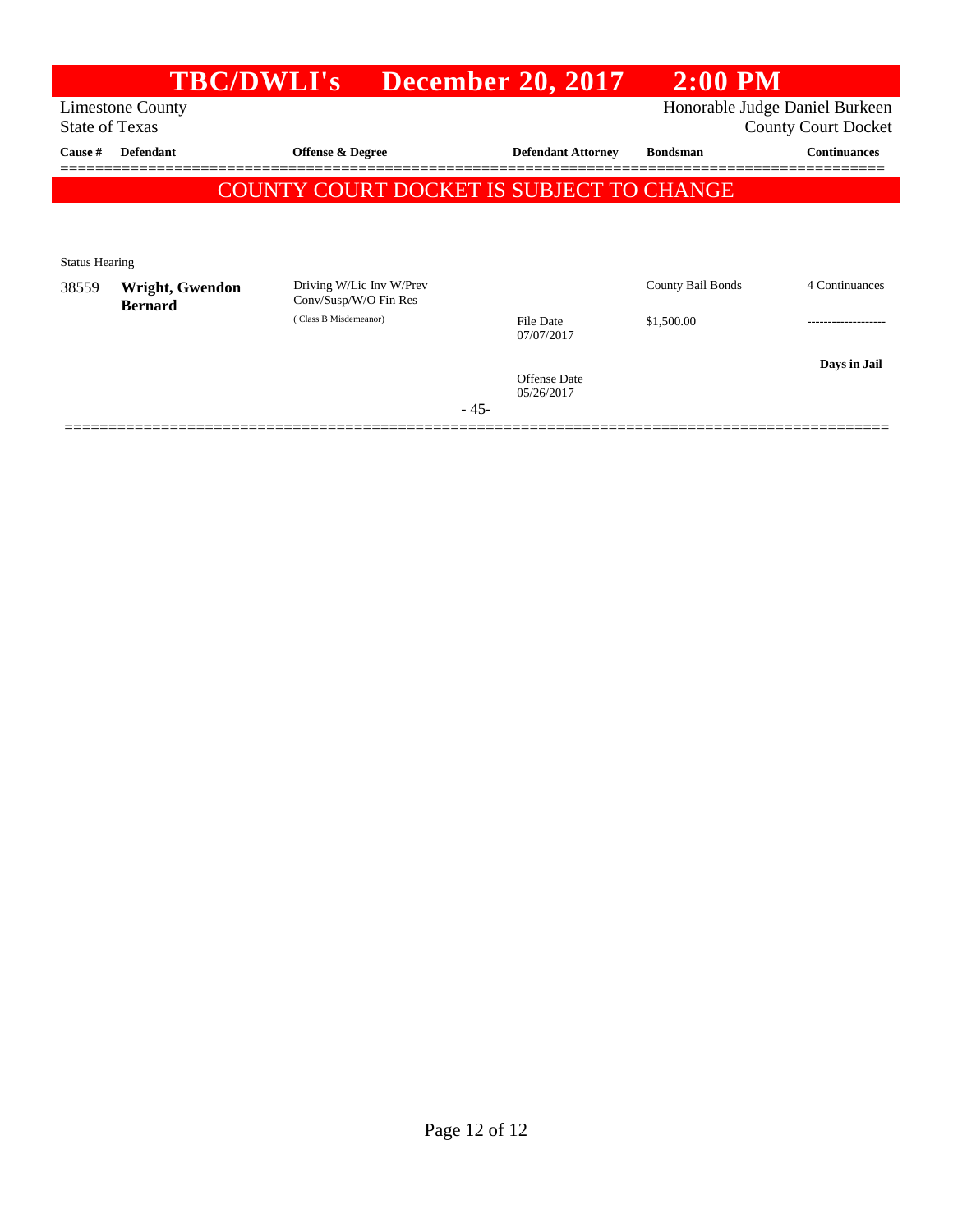# TBC/DWLI's December 20, 2017 2:00 PM

Limestone County
State of Texas

Honorable Judge Daniel Burkeen
County Court Docket

| Cause # | Defendant | Offense & Degree | Defendant Attorney | Bondsman | Continuances |
|---|---|---|---|---|---|

**COUNTY COURT DOCKET IS SUBJECT TO CHANGE**

Status Hearing

| Cause # | Defendant | Offense & Degree | Defendant Attorney | Bondsman | Continuances |
|---|---|---|---|---|---|
| 38559 | **Wright, Gwendon Bernard** | Driving W/Lic Inv W/Prev Conv/Susp/W/O Fin Res | | County Bail Bonds | 4 Continuances |
| | | ( Class B Misdemeanor) | File Date 07/07/2017 | $1,500.00 | ------------------- |
| | | | Offense Date 05/26/2017 | | **Days in Jail** |

- 45-